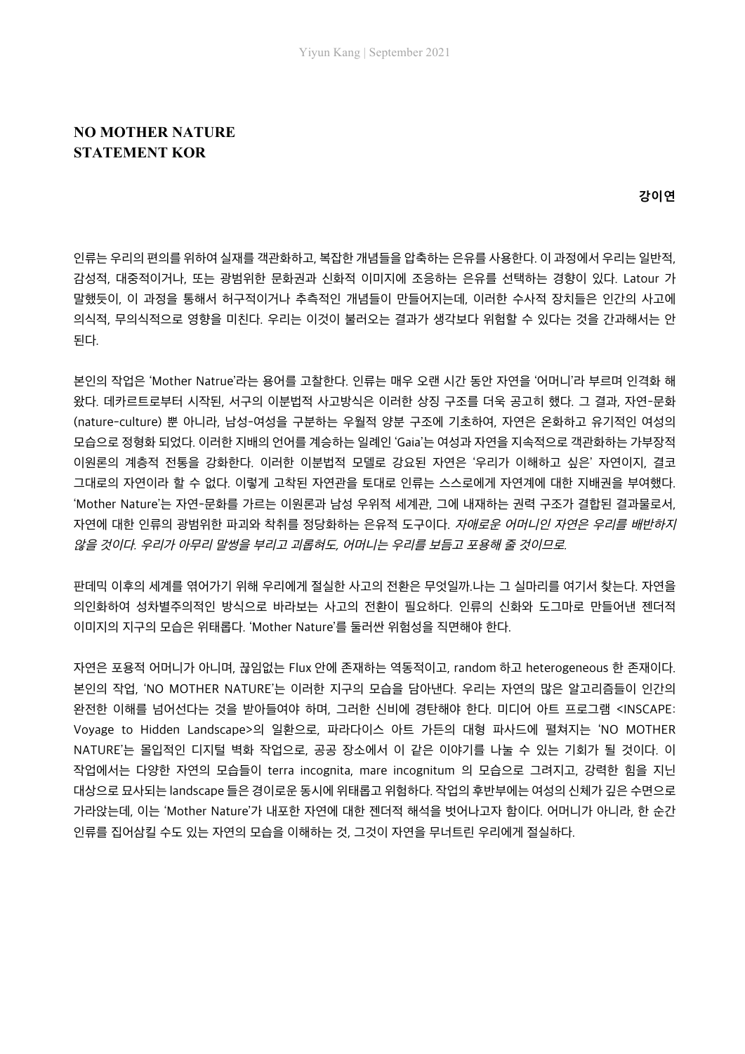# NO MOTHER NATURE
# STATEMENT KOR

**강이연**

인류는 우리의 편의를 위하여 실재를 객관화하고, 복잡한 개념들을 압축하는 은유를 사용한다. 이 과정에서 우리는 일반적, 감성적, 대중적이거나, 또는 광범위한 문화권과 신화적 이미지에 조응하는 은유를 선택하는 경향이 있다. Latour 가 말했듯이, 이 과정을 통해서 허구적이거나 추측적인 개념들이 만들어지는데, 이러한 수사적 장치들은 인간의 사고에 의식적, 무의식적으로 영향을 미친다. 우리는 이것이 불러오는 결과가 생각보다 위험할 수 있다는 것을 간과해서는 안 된다.

본인의 작업은 'Mother Natrue'라는 용어를 고찰한다. 인류는 매우 오랜 시간 동안 자연을 '어머니'라 부르며 인격화 해 왔다. 데카르트로부터 시작된, 서구의 이분법적 사고방식은 이러한 상징 구조를 더욱 공고히 했다. 그 결과, 자연-문화(nature-culture) 뿐 아니라, 남성-여성을 구분하는 우월적 양분 구조에 기초하여, 자연은 온화하고 유기적인 여성의 모습으로 정형화 되었다. 이러한 지배의 언어를 계승하는 일례인 'Gaia'는 여성과 자연을 지속적으로 객관화하는 가부장적 이원론의 계층적 전통을 강화한다. 이러한 이분법적 모델로 강요된 자연은 '우리가 이해하고 싶은' 자연이지, 결코 그대로의 자연이라 할 수 없다. 이렇게 고착된 자연관을 토대로 인류는 스스로에게 자연계에 대한 지배권을 부여했다. 'Mother Nature'는 자연-문화를 가르는 이원론과 남성 우위적 세계관, 그에 내재하는 권력 구조가 결합된 결과물로서, 자연에 대한 인류의 광범위한 파괴와 착취를 정당화하는 은유적 도구이다. *자애로운 어머니인 자연은 우리를 배반하지 않을 것이다. 우리가 아무리 말썽을 부리고 괴롭혀도, 어머니는 우리를 보듬고 포용해 줄 것이므로.*

판데믹 이후의 세계를 엮어가기 위해 우리에게 절실한 사고의 전환은 무엇일까.나는 그 실마리를 여기서 찾는다. 자연을 의인화하여 성차별주의적인 방식으로 바라보는 사고의 전환이 필요하다. 인류의 신화와 도그마로 만들어낸 젠더적 이미지의 지구의 모습은 위태롭다. 'Mother Nature'를 둘러싼 위험성을 직면해야 한다.

자연은 포용적 어머니가 아니며, 끊임없는 Flux 안에 존재하는 역동적이고, random 하고 heterogeneous 한 존재이다. 본인의 작업, 'NO MOTHER NATURE'는 이러한 지구의 모습을 담아낸다. 우리는 자연의 많은 알고리즘들이 인간의 완전한 이해를 넘어선다는 것을 받아들여야 하며, 그러한 신비에 경탄해야 한다. 미디어 아트 프로그램 <INSCAPE: Voyage to Hidden Landscape>의 일환으로, 파라다이스 아트 가든의 대형 파사드에 펼쳐지는 'NO MOTHER NATURE'는 몰입적인 디지털 벽화 작업으로, 공공 장소에서 이 같은 이야기를 나눌 수 있는 기회가 될 것이다. 이 작업에서는 다양한 자연의 모습들이 terra incognita, mare incognitum 의 모습으로 그려지고, 강력한 힘을 지닌 대상으로 묘사되는 landscape 들은 경이로운 동시에 위태롭고 위험하다. 작업의 후반부에는 여성의 신체가 깊은 수면으로 가라앉는데, 이는 'Mother Nature'가 내포한 자연에 대한 젠더적 해석을 벗어나고자 함이다. 어머니가 아니라, 한 순간 인류를 집어삼킬 수도 있는 자연의 모습을 이해하는 것, 그것이 자연을 무너트린 우리에게 절실하다.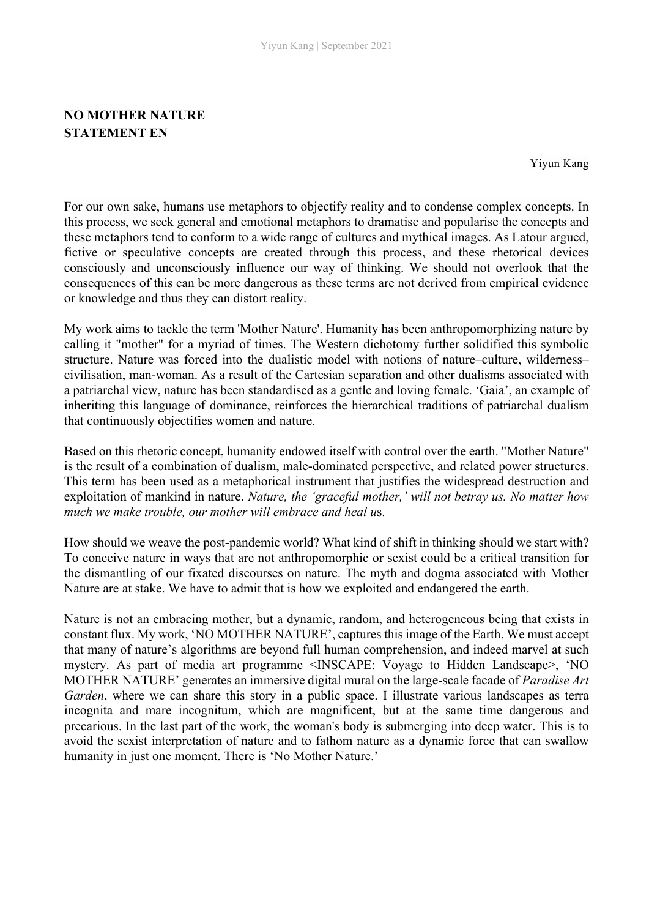**NO MOTHER NATURE**
**STATEMENT EN**

Yiyun Kang

For our own sake, humans use metaphors to objectify reality and to condense complex concepts. In this process, we seek general and emotional metaphors to dramatise and popularise the concepts and these metaphors tend to conform to a wide range of cultures and mythical images. As Latour argued, fictive or speculative concepts are created through this process, and these rhetorical devices consciously and unconsciously influence our way of thinking. We should not overlook that the consequences of this can be more dangerous as these terms are not derived from empirical evidence or knowledge and thus they can distort reality.

My work aims to tackle the term 'Mother Nature'. Humanity has been anthropomorphizing nature by calling it "mother" for a myriad of times. The Western dichotomy further solidified this symbolic structure. Nature was forced into the dualistic model with notions of nature–culture, wilderness–civilisation, man-woman. As a result of the Cartesian separation and other dualisms associated with a patriarchal view, nature has been standardised as a gentle and loving female. 'Gaia', an example of inheriting this language of dominance, reinforces the hierarchical traditions of patriarchal dualism that continuously objectifies women and nature.

Based on this rhetoric concept, humanity endowed itself with control over the earth. "Mother Nature" is the result of a combination of dualism, male-dominated perspective, and related power structures. This term has been used as a metaphorical instrument that justifies the widespread destruction and exploitation of mankind in nature. *Nature, the 'graceful mother,' will not betray us. No matter how much we make trouble, our mother will embrace and heal us.*

How should we weave the post-pandemic world? What kind of shift in thinking should we start with? To conceive nature in ways that are not anthropomorphic or sexist could be a critical transition for the dismantling of our fixated discourses on nature. The myth and dogma associated with Mother Nature are at stake. We have to admit that is how we exploited and endangered the earth.

Nature is not an embracing mother, but a dynamic, random, and heterogeneous being that exists in constant flux. My work, 'NO MOTHER NATURE', captures this image of the Earth. We must accept that many of nature's algorithms are beyond full human comprehension, and indeed marvel at such mystery. As part of media art programme <INSCAPE: Voyage to Hidden Landscape>, 'NO MOTHER NATURE' generates an immersive digital mural on the large-scale facade of *Paradise Art Garden*, where we can share this story in a public space. I illustrate various landscapes as terra incognita and mare incognitum, which are magnificent, but at the same time dangerous and precarious. In the last part of the work, the woman's body is submerging into deep water. This is to avoid the sexist interpretation of nature and to fathom nature as a dynamic force that can swallow humanity in just one moment. There is 'No Mother Nature.'